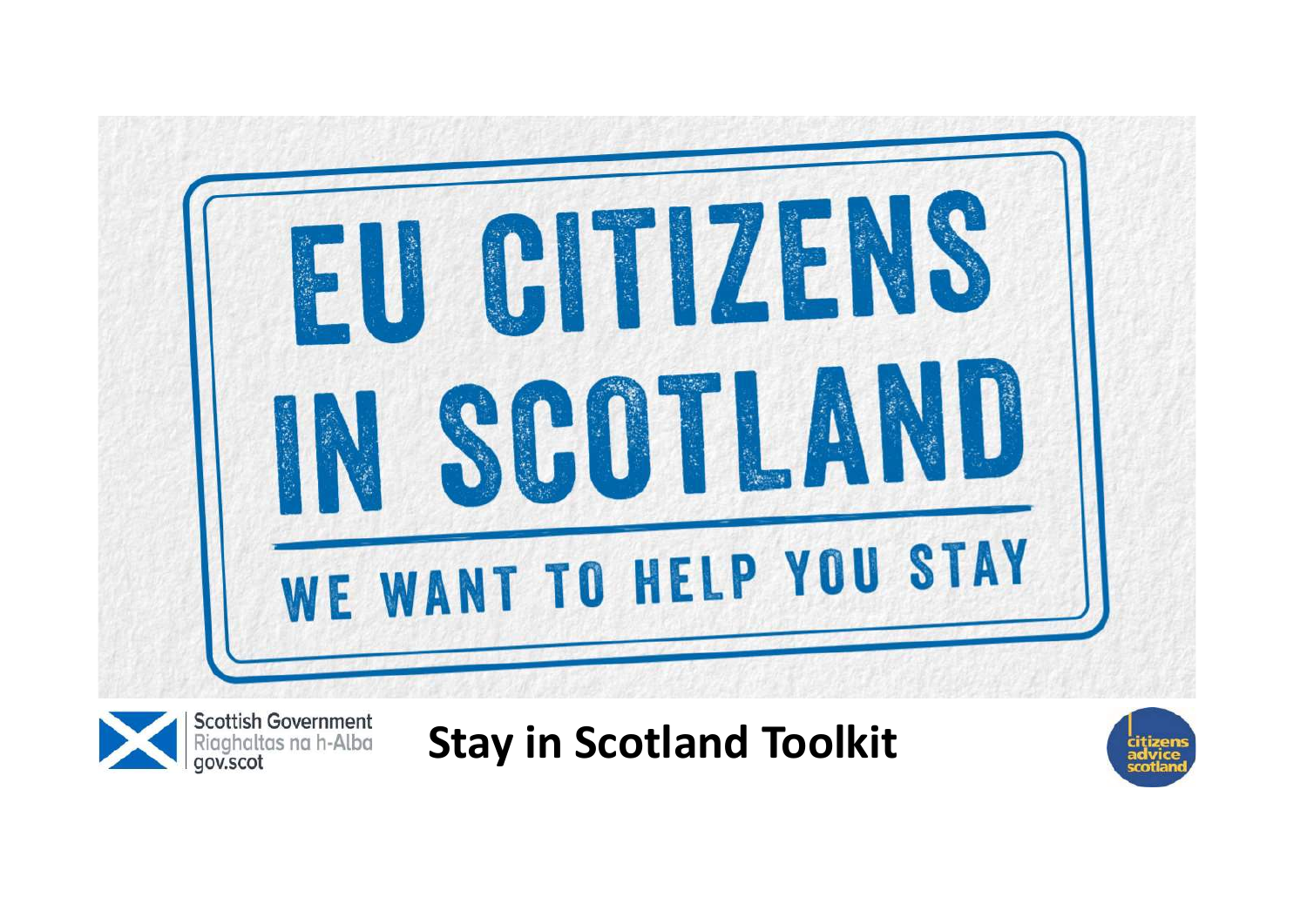# EU CITIZENS IN SCOTLAND

WE WANT TO HELP YOU STAY

Scottish Government
Riaghaltas na h-Alba
gov.scot

**Stay in Scotland Toolkit**

citizens advice scotland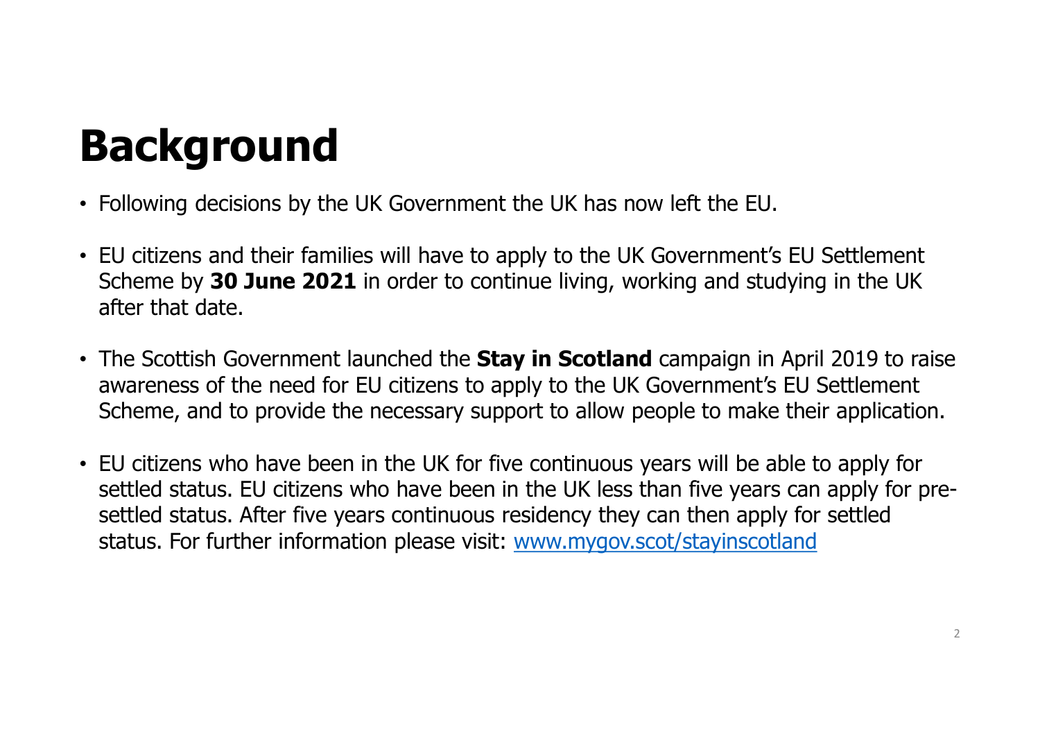# Background

- Following decisions by the UK Government the UK has now left the EU.
- EU citizens and their families will have to apply to the UK Government's EU Settlement Scheme by **30 June 2021** in order to continue living, working and studying in the UK after that date.
- The Scottish Government launched the **Stay in Scotland** campaign in April 2019 to raise awareness of the need for EU citizens to apply to the UK Government's EU Settlement Scheme, and to provide the necessary support to allow people to make their application.
- EU citizens who have been in the UK for five continuous years will be able to apply for settled status. EU citizens who have been in the UK less than five years can apply for pre-settled status. After five years continuous residency they can then apply for settled status. For further information please visit: [www.mygov.scot/stayinscotland](http://www.mygov.scot/stayinscotland)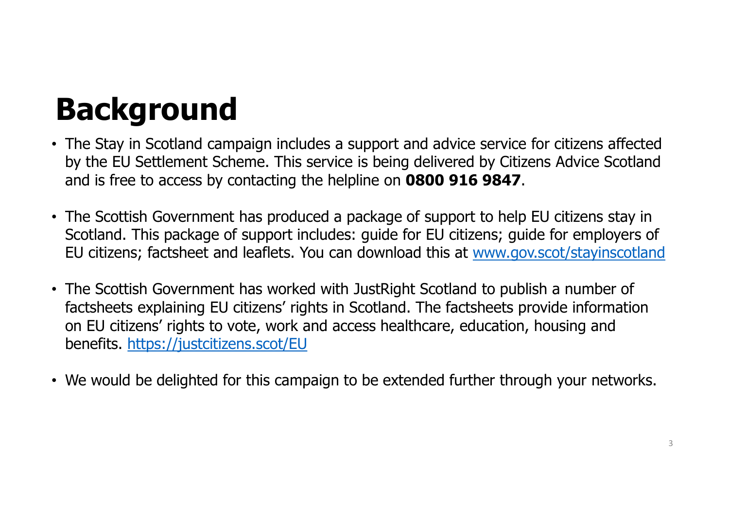# Background

- The Stay in Scotland campaign includes a support and advice service for citizens affected by the EU Settlement Scheme. This service is being delivered by Citizens Advice Scotland and is free to access by contacting the helpline on **0800 916 9847**.
- The Scottish Government has produced a package of support to help EU citizens stay in Scotland. This package of support includes: guide for EU citizens; guide for employers of EU citizens; factsheet and leaflets. You can download this at [www.gov.scot/stayinscotland](http://www.gov.scot/stayinscotland)
- The Scottish Government has worked with JustRight Scotland to publish a number of factsheets explaining EU citizens' rights in Scotland. The factsheets provide information on EU citizens' rights to vote, work and access healthcare, education, housing and benefits. [https://justcitizens.scot/EU](https://justcitizens.scot/EU)
- We would be delighted for this campaign to be extended further through your networks.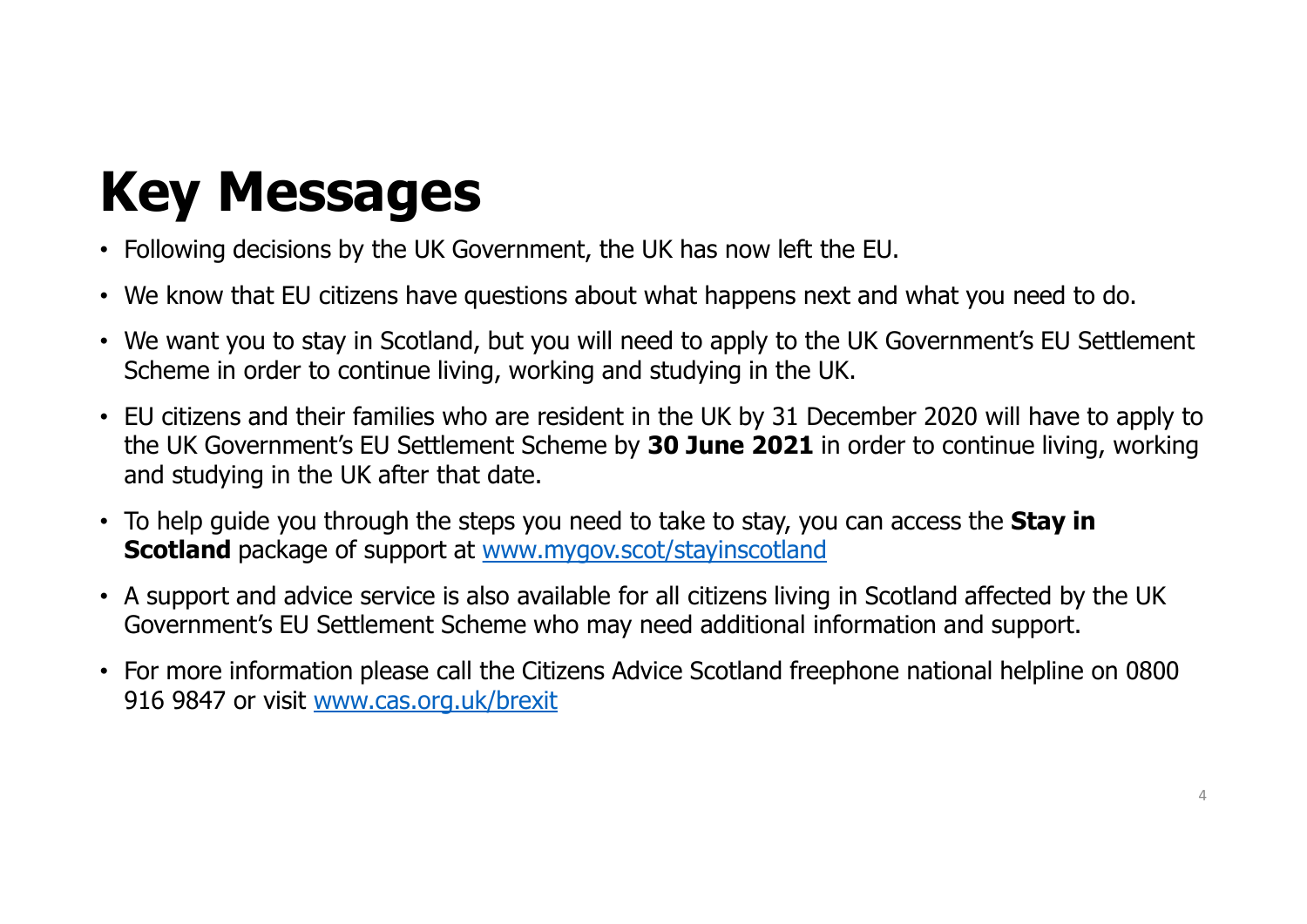# Key Messages

- Following decisions by the UK Government, the UK has now left the EU.
- We know that EU citizens have questions about what happens next and what you need to do.
- We want you to stay in Scotland, but you will need to apply to the UK Government's EU Settlement Scheme in order to continue living, working and studying in the UK.
- EU citizens and their families who are resident in the UK by 31 December 2020 will have to apply to the UK Government's EU Settlement Scheme by **30 June 2021** in order to continue living, working and studying in the UK after that date.
- To help guide you through the steps you need to take to stay, you can access the **Stay in Scotland** package of support at [www.mygov.scot/stayinscotland](www.mygov.scot/stayinscotland)
- A support and advice service is also available for all citizens living in Scotland affected by the UK Government's EU Settlement Scheme who may need additional information and support.
- For more information please call the Citizens Advice Scotland freephone national helpline on 0800 916 9847 or visit [www.cas.org.uk/brexit](www.cas.org.uk/brexit)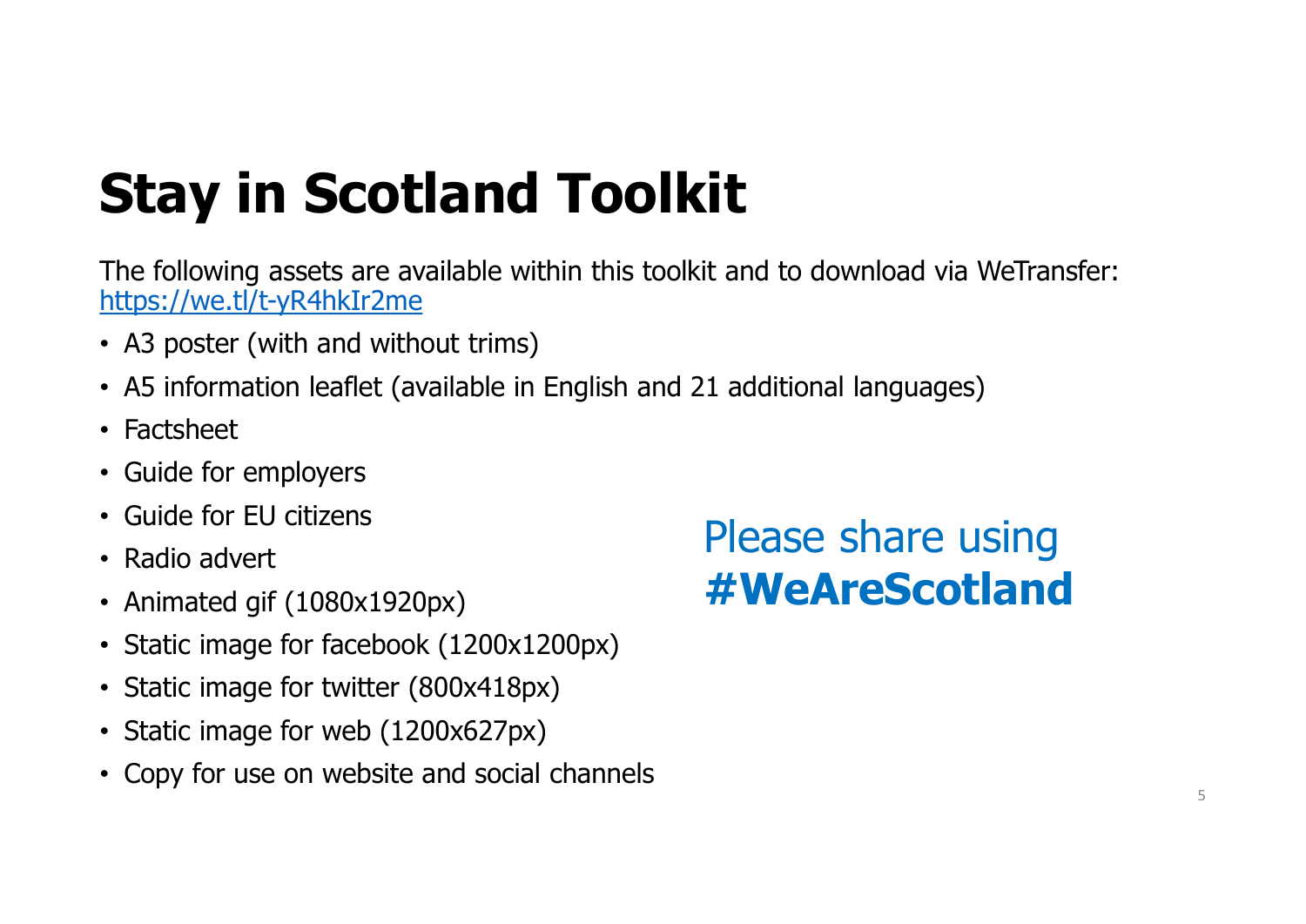# Stay in Scotland Toolkit

The following assets are available within this toolkit and to download via WeTransfer: [https://we.tl/t-yR4hkIr2me](https://we.tl/t-yR4hkIr2me)

- A3 poster (with and without trims)
- A5 information leaflet (available in English and 21 additional languages)
- Factsheet
- Guide for employers
- Guide for EU citizens
- Radio advert
- Animated gif (1080x1920px)
- Static image for facebook (1200x1200px)
- Static image for twitter (800x418px)
- Static image for web (1200x627px)
- Copy for use on website and social channels

Please share using **#WeAreScotland**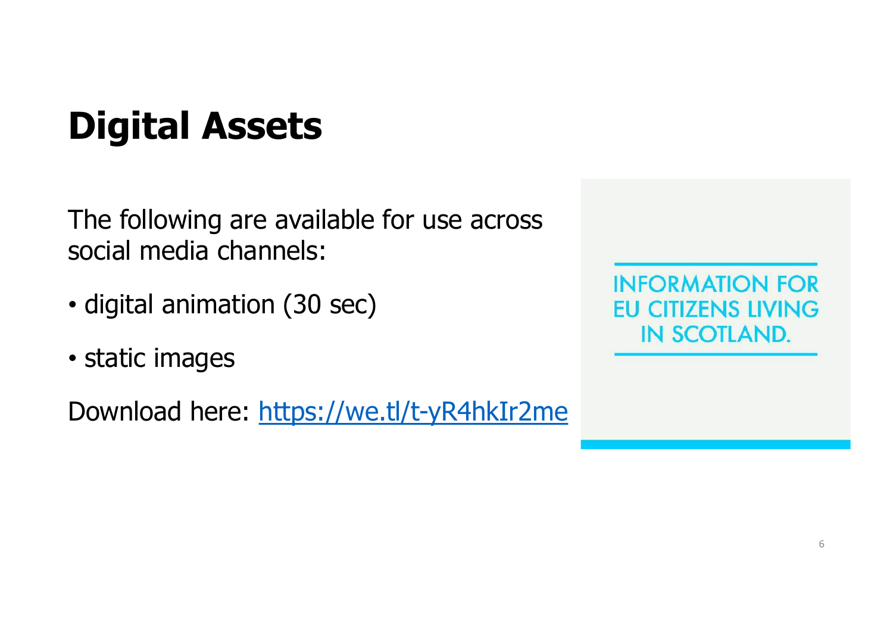# Digital Assets

The following are available for use across social media channels:

- digital animation (30 sec)
- static images

Download here: https://we.tl/t-yR4hkIr2me

INFORMATION FOR EU CITIZENS LIVING IN SCOTLAND.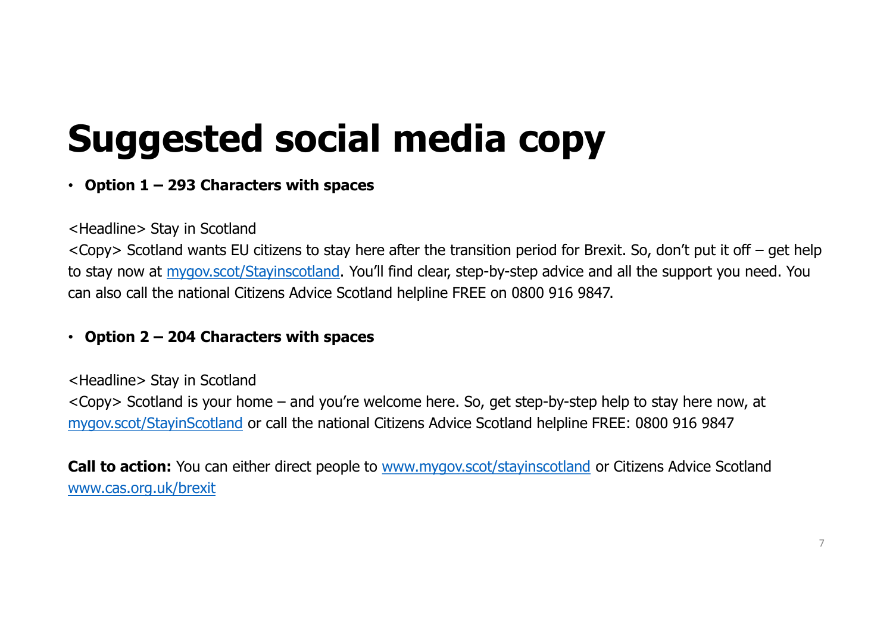# Suggested social media copy

- **Option 1 – 293 Characters with spaces**

<Headline> Stay in Scotland
<Copy> Scotland wants EU citizens to stay here after the transition period for Brexit. So, don't put it off – get help to stay now at [mygov.scot/Stayinscotland](mygov.scot/Stayinscotland). You'll find clear, step-by-step advice and all the support you need. You can also call the national Citizens Advice Scotland helpline FREE on 0800 916 9847.

- **Option 2 – 204 Characters with spaces**

<Headline> Stay in Scotland
<Copy> Scotland is your home – and you're welcome here. So, get step-by-step help to stay here now, at [mygov.scot/StayinScotland](mygov.scot/StayinScotland) or call the national Citizens Advice Scotland helpline FREE: 0800 916 9847

**Call to action:** You can either direct people to [www.mygov.scot/stayinscotland](www.mygov.scot/stayinscotland) or Citizens Advice Scotland [www.cas.org.uk/brexit](www.cas.org.uk/brexit)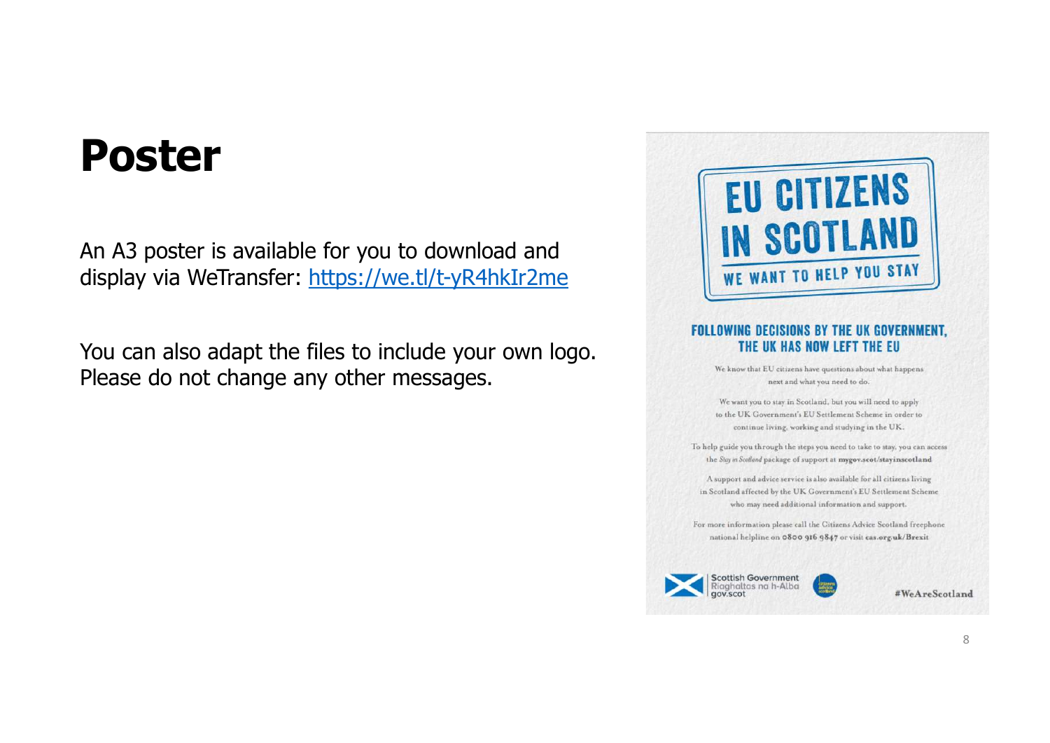# Poster

An A3 poster is available for you to download and display via WeTransfer: https://we.tl/t-yR4hkIr2me

You can also adapt the files to include your own logo. Please do not change any other messages.

EU CITIZENS IN SCOTLAND

WE WANT TO HELP YOU STAY

FOLLOWING DECISIONS BY THE UK GOVERNMENT, THE UK HAS NOW LEFT THE EU

We know that EU citizens have questions about what happens next and what you need to do.

We want you to stay in Scotland, but you will need to apply to the UK Government's EU Settlement Scheme in order to continue living, working and studying in the UK.

To help guide you through the steps you need to take to stay, you can access the *Stay in Scotland* package of support at **mygov.scot/stayinscotland**

A support and advice service is also available for all citizens living in Scotland affected by the UK Government's EU Settlement Scheme who may need additional information and support.

For more information please call the Citizens Advice Scotland freephone national helpline on **0800 916 9847** or visit **cas.org.uk/Brexit**

Scottish Government
Riaghaltas na h-Alba
gov.scot

#WeAreScotland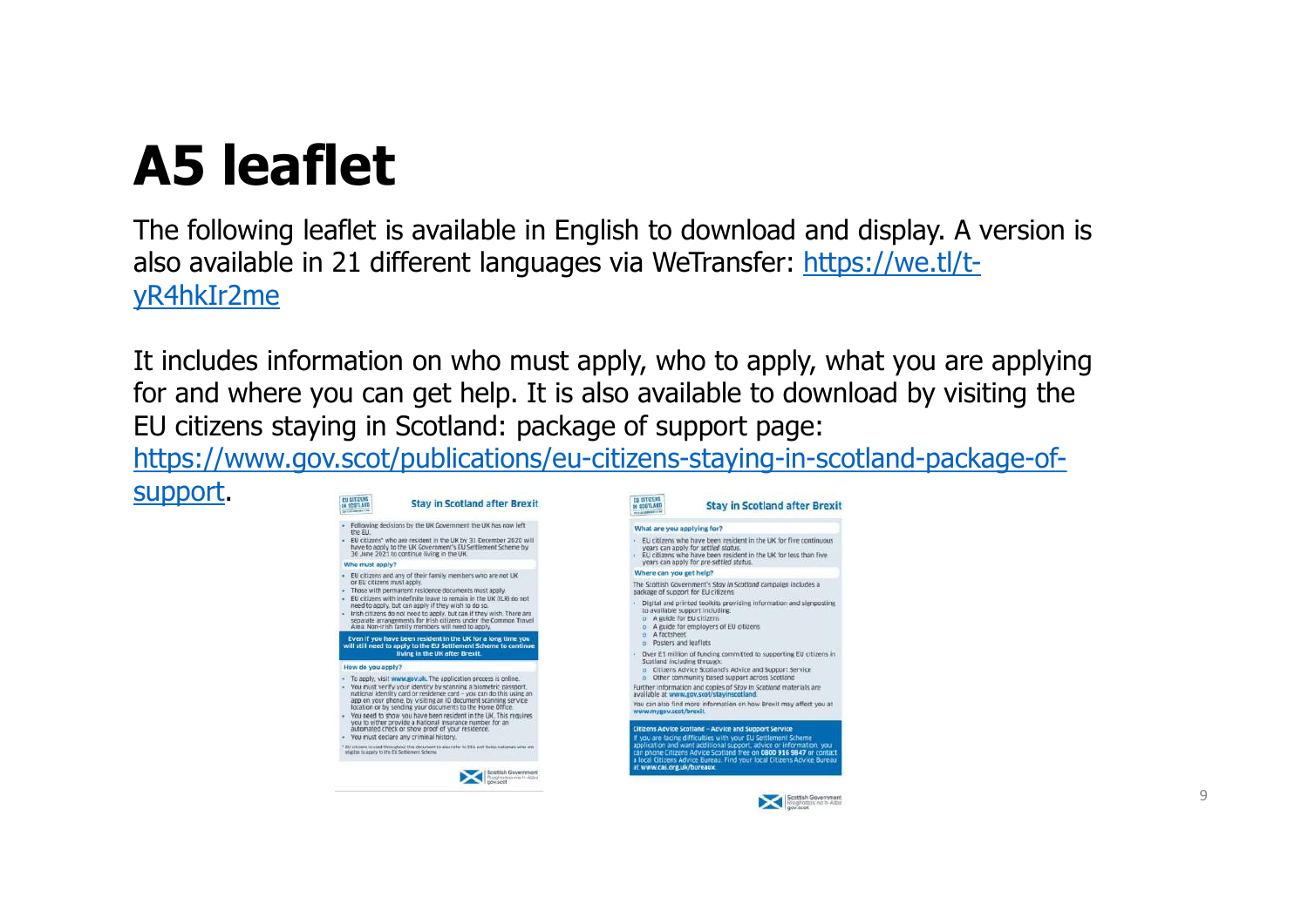# A5 leaflet

The following leaflet is available in English to download and display. A version is also available in 21 different languages via WeTransfer: https://we.tl/t-yR4hkIr2me

It includes information on who must apply, who to apply, what you are applying for and where you can get help. It is also available to download by visiting the EU citizens staying in Scotland: package of support page: https://www.gov.scot/publications/eu-citizens-staying-in-scotland-package-of-support.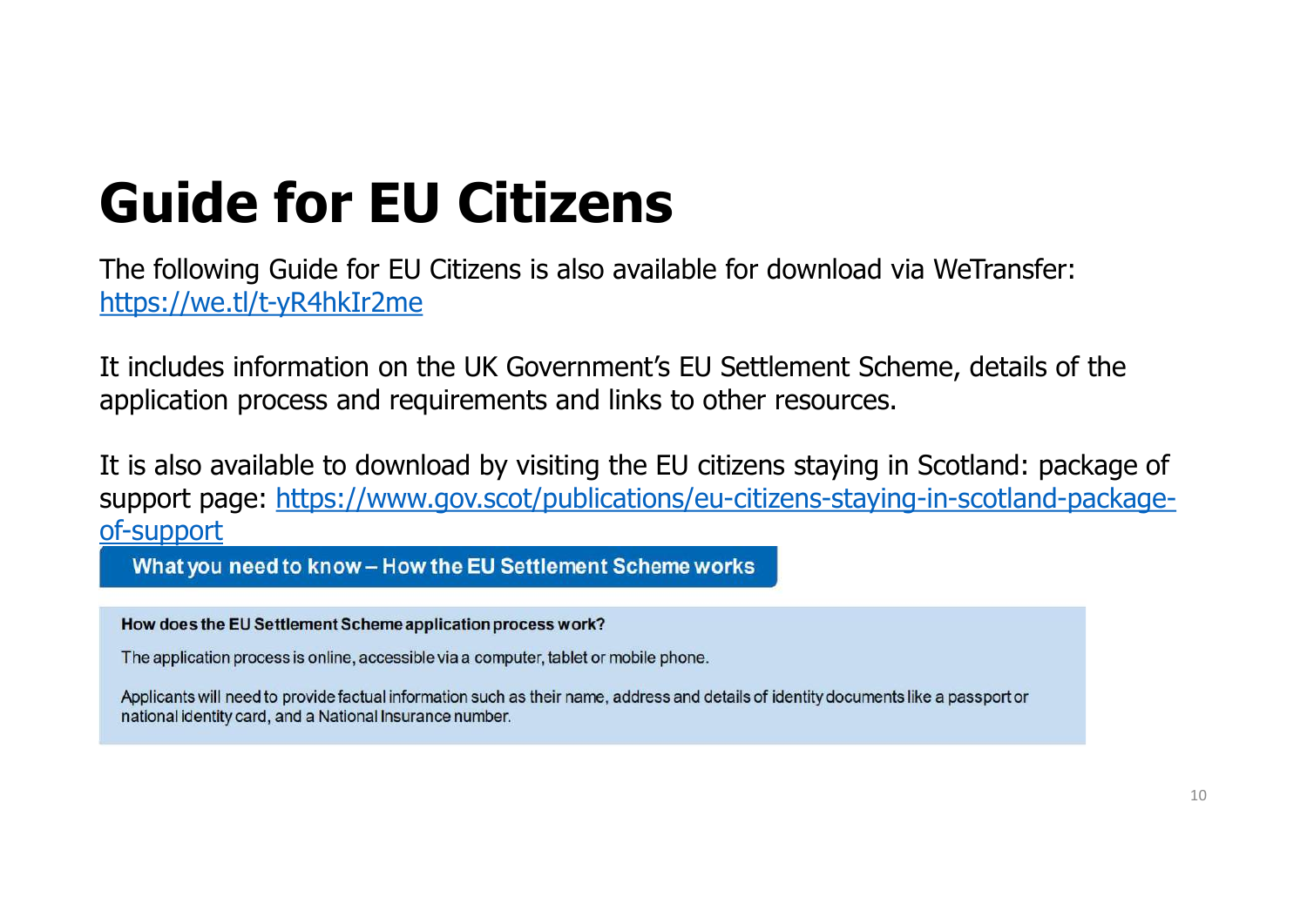# Guide for EU Citizens

The following Guide for EU Citizens is also available for download via WeTransfer: https://we.tl/t-yR4hkIr2me

It includes information on the UK Government's EU Settlement Scheme, details of the application process and requirements and links to other resources.

It is also available to download by visiting the EU citizens staying in Scotland: package of support page: https://www.gov.scot/publications/eu-citizens-staying-in-scotland-package-of-support

## What you need to know – How the EU Settlement Scheme works

**How does the EU Settlement Scheme application process work?**

The application process is online, accessible via a computer, tablet or mobile phone.

Applicants will need to provide factual information such as their name, address and details of identity documents like a passport or national identity card, and a National Insurance number.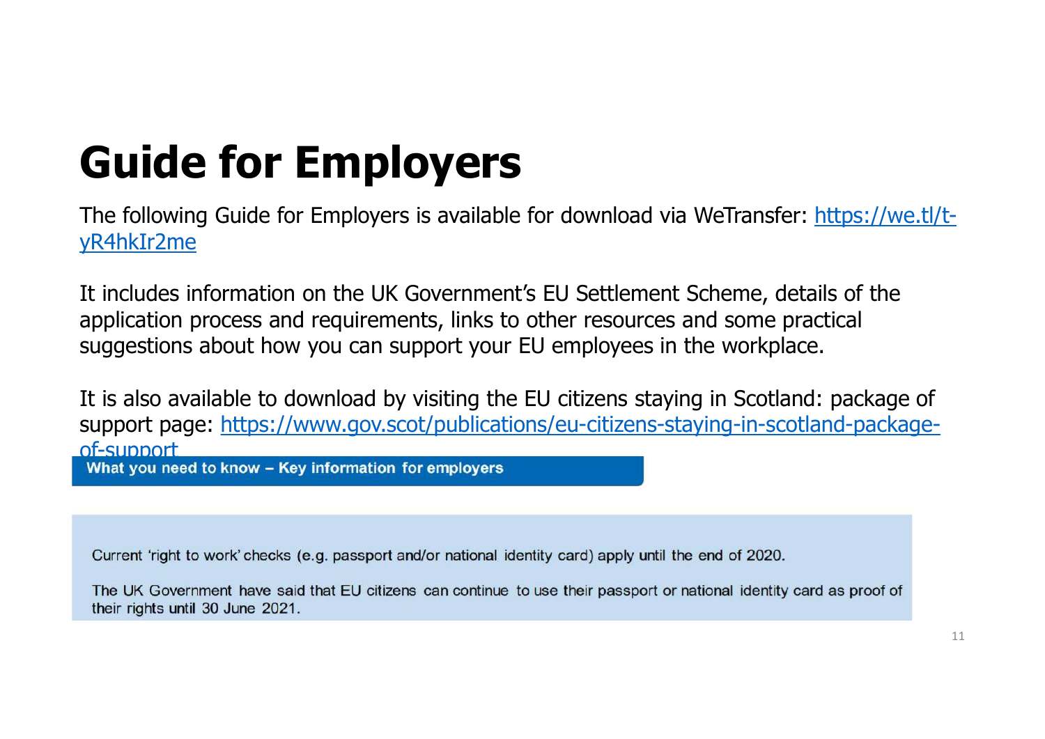# Guide for Employers

The following Guide for Employers is available for download via WeTransfer: https://we.tl/t-yR4hkIr2me

It includes information on the UK Government's EU Settlement Scheme, details of the application process and requirements, links to other resources and some practical suggestions about how you can support your EU employees in the workplace.

It is also available to download by visiting the EU citizens staying in Scotland: package of support page: https://www.gov.scot/publications/eu-citizens-staying-in-scotland-package-of-support

**What you need to know – Key information for employers**

Current 'right to work' checks (e.g. passport and/or national identity card) apply until the end of 2020.

The UK Government have said that EU citizens can continue to use their passport or national identity card as proof of their rights until 30 June 2021.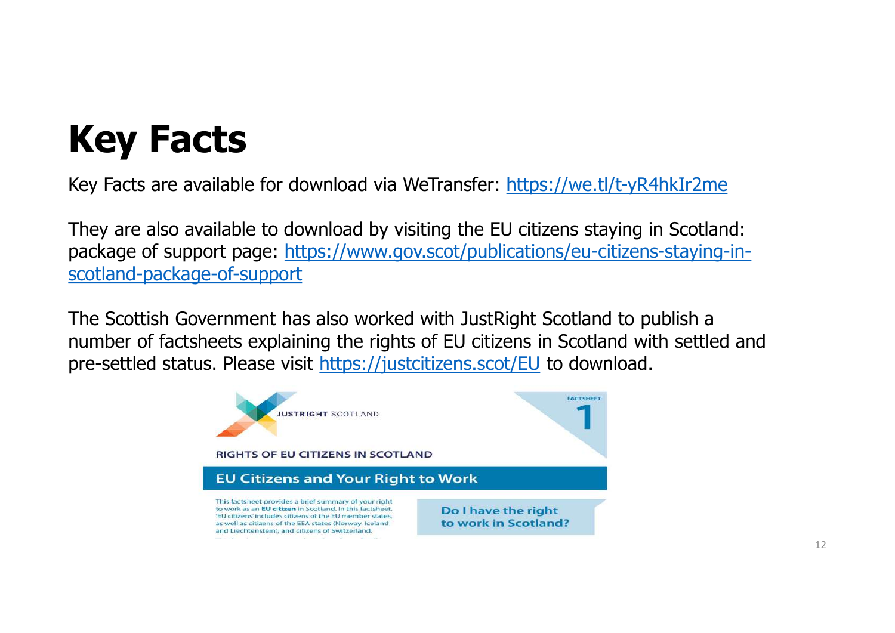# Key Facts

Key Facts are available for download via WeTransfer: https://we.tl/t-yR4hkIr2me

They are also available to download by visiting the EU citizens staying in Scotland: package of support page: https://www.gov.scot/publications/eu-citizens-staying-in-scotland-package-of-support

The Scottish Government has also worked with JustRight Scotland to publish a number of factsheets explaining the rights of EU citizens in Scotland with settled and pre-settled status. Please visit https://justcitizens.scot/EU to download.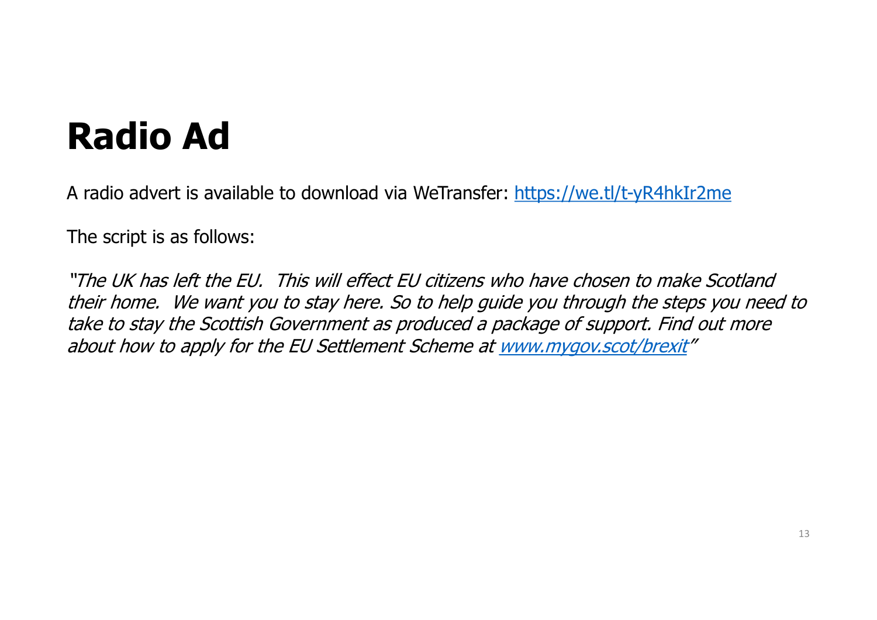# Radio Ad

A radio advert is available to download via WeTransfer: [https://we.tl/t-yR4hkIr2me](https://we.tl/t-yR4hkIr2me)

The script is as follows:

*"The UK has left the EU. This will effect EU citizens who have chosen to make Scotland their home. We want you to stay here. So to help guide you through the steps you need to take to stay the Scottish Government as produced a package of support. Find out more about how to apply for the EU Settlement Scheme at [www.mygov.scot/brexit](www.mygov.scot/brexit)"*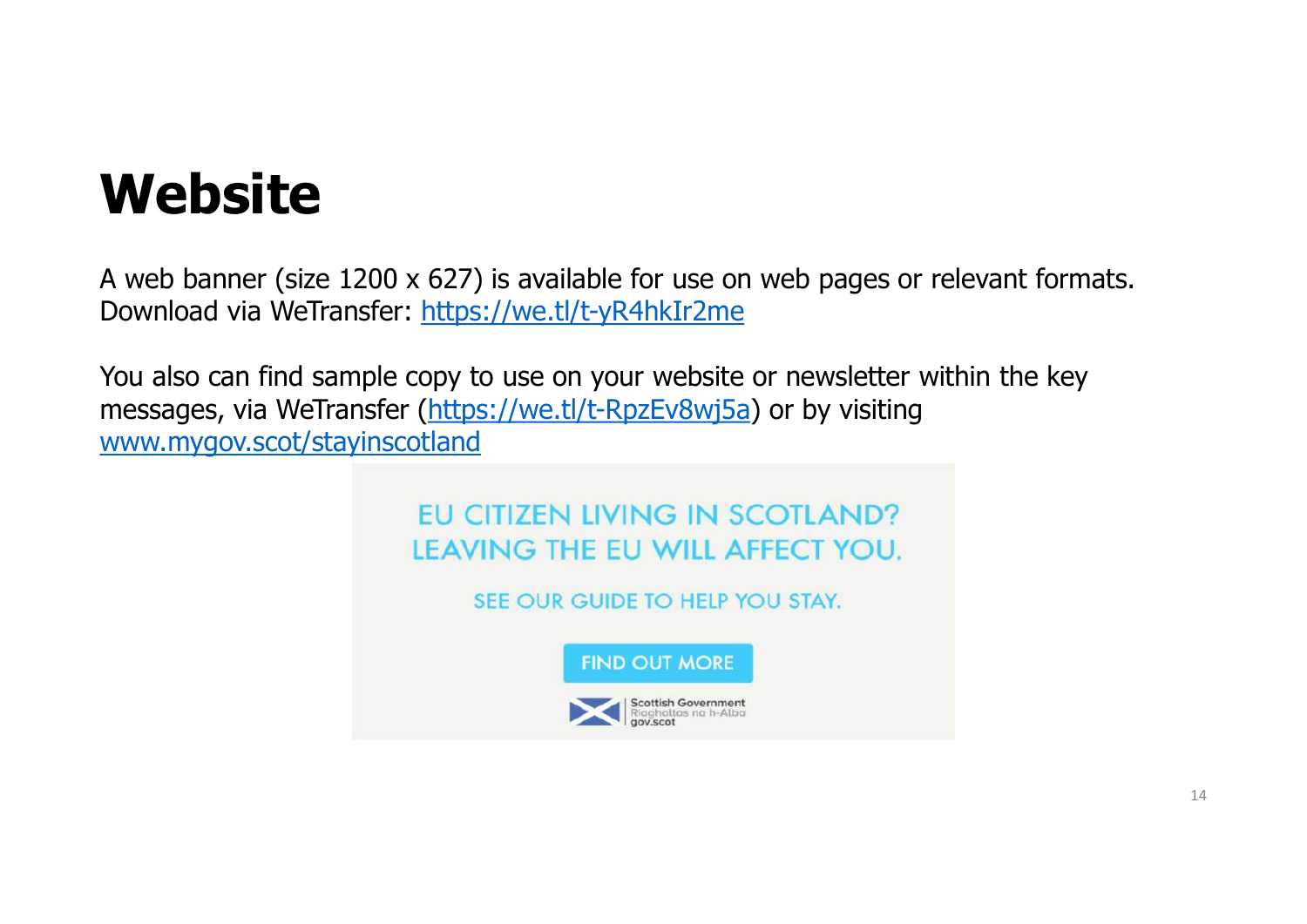# Website

A web banner (size 1200 x 627) is available for use on web pages or relevant formats. Download via WeTransfer: https://we.tl/t-yR4hkIr2me

You also can find sample copy to use on your website or newsletter within the key messages, via WeTransfer (https://we.tl/t-RpzEv8wj5a) or by visiting www.mygov.scot/stayinscotland

EU CITIZEN LIVING IN SCOTLAND?
LEAVING THE EU WILL AFFECT YOU.

SEE OUR GUIDE TO HELP YOU STAY.

FIND OUT MORE

Scottish Government
Riaghaltas na h-Alba
gov.scot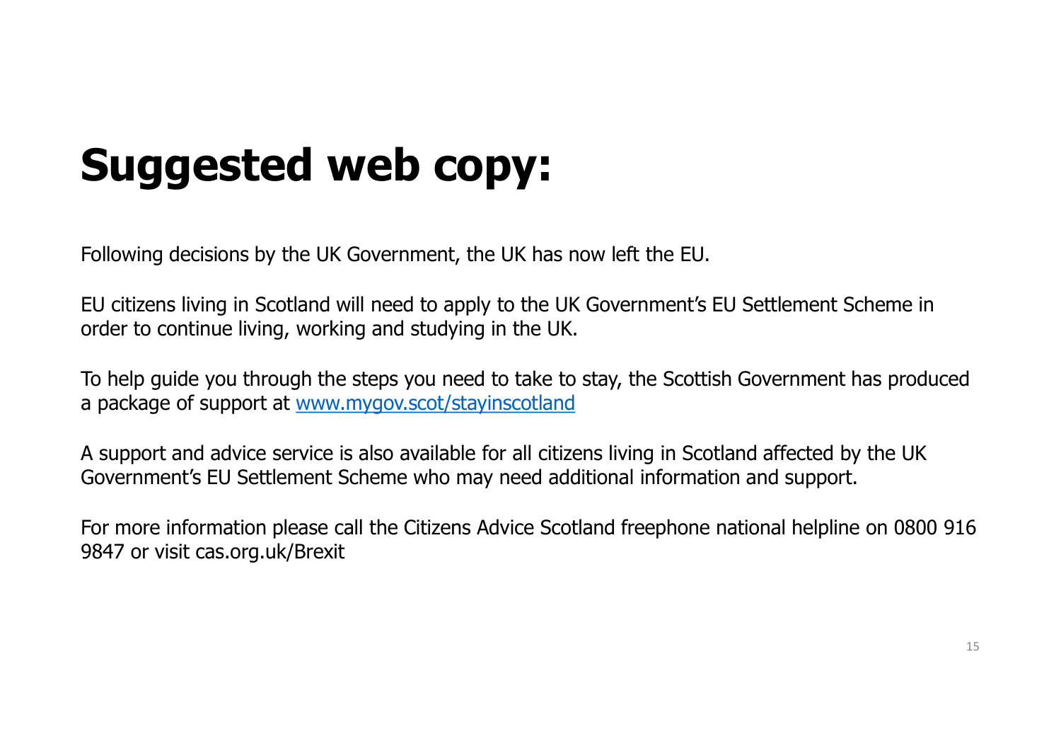# Suggested web copy:

Following decisions by the UK Government, the UK has now left the EU.

EU citizens living in Scotland will need to apply to the UK Government's EU Settlement Scheme in order to continue living, working and studying in the UK.

To help guide you through the steps you need to take to stay, the Scottish Government has produced a package of support at [www.mygov.scot/stayinscotland](http://www.mygov.scot/stayinscotland)

A support and advice service is also available for all citizens living in Scotland affected by the UK Government's EU Settlement Scheme who may need additional information and support.

For more information please call the Citizens Advice Scotland freephone national helpline on 0800 916 9847 or visit cas.org.uk/Brexit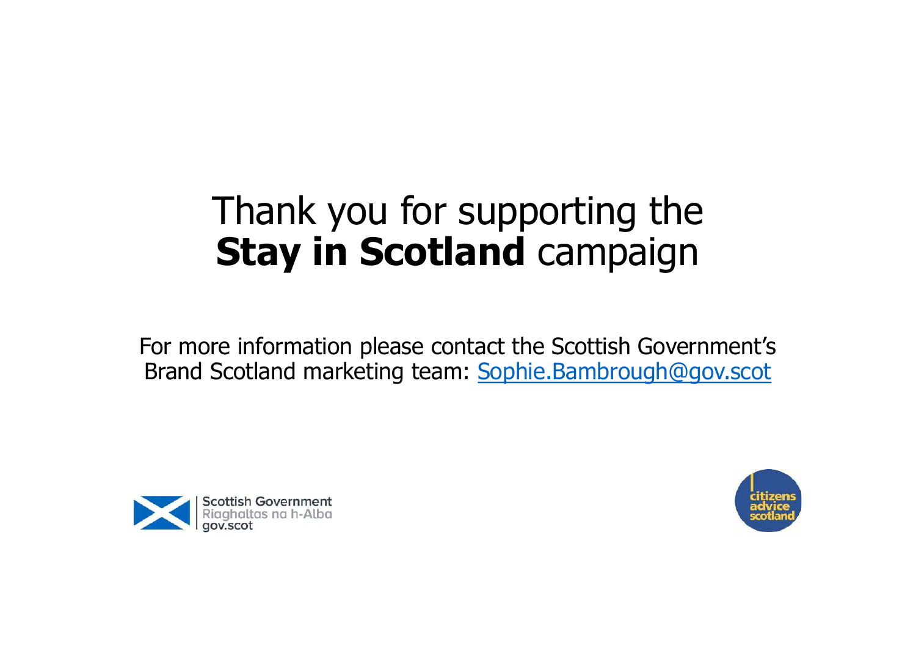# Thank you for supporting the **Stay in Scotland** campaign

For more information please contact the Scottish Government's Brand Scotland marketing team: Sophie.Bambrough@gov.scot

Scottish Government
Riaghaltas na h-Alba
gov.scot

citizens advice scotland